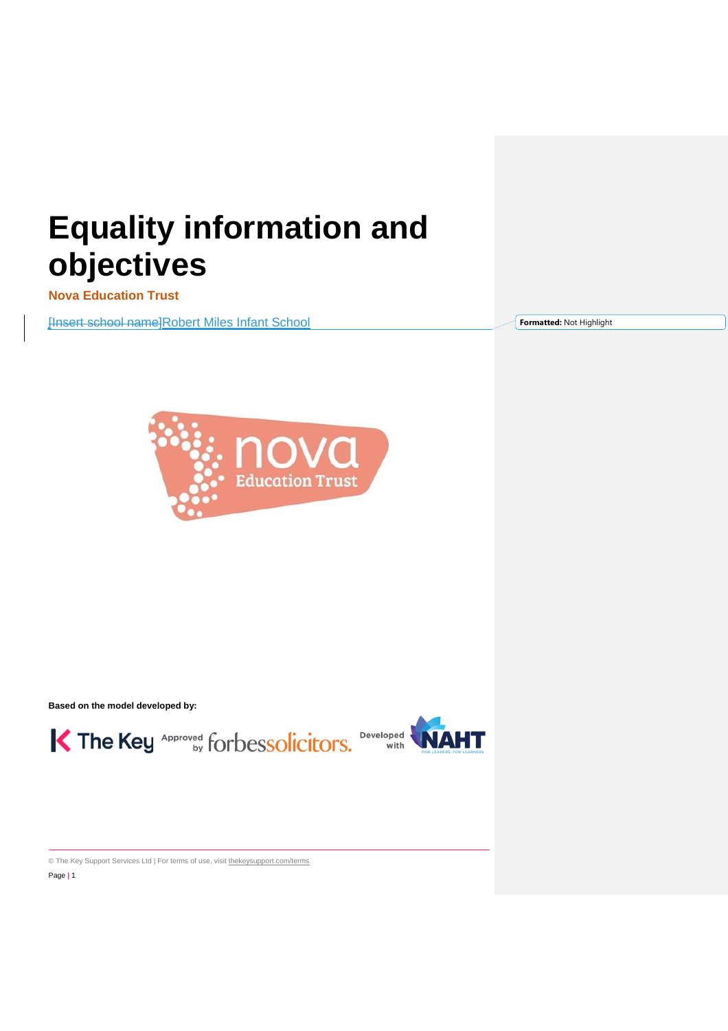# Equality information and objectives

**Nova Education Trust**

Robert Miles Infant School

**Based on the model developed by:**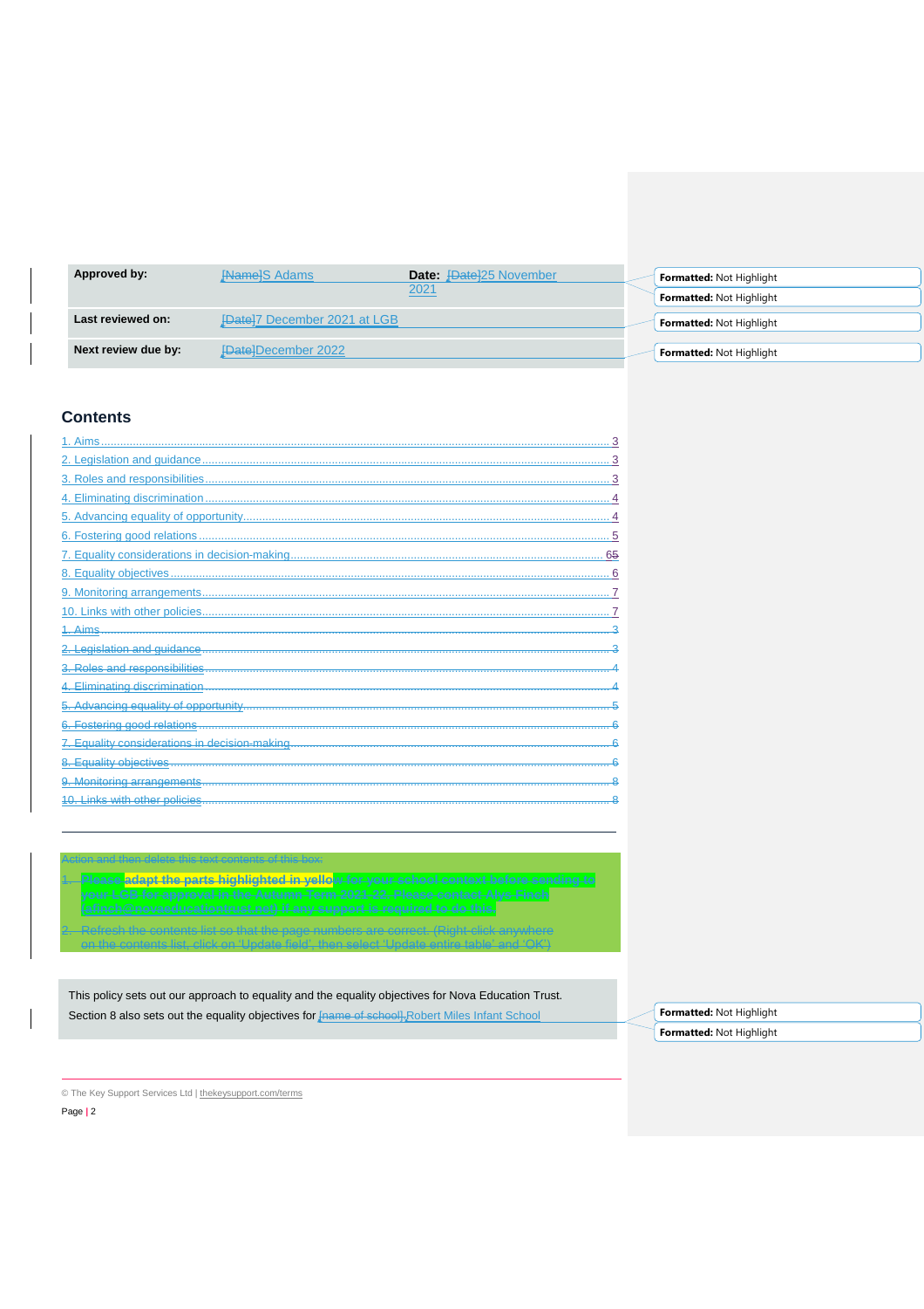| Approved by: | S Adams | Date: 25 November 2021 |
|---|---|---|
| Last reviewed on: | 7 December 2021 at LGB | |
| Next review due by: | December 2022 | |

## Contents

1. Aims ..... 3
2. Legislation and guidance ..... 3
3. Roles and responsibilities ..... 3
4. Eliminating discrimination ..... 4
5. Advancing equality of opportunity ..... 4
6. Fostering good relations ..... 5
7. Equality considerations in decision-making ..... 6
8. Equality objectives ..... 6
9. Monitoring arrangements ..... 7
10. Links with other policies ..... 7

This policy sets out our approach to equality and the equality objectives for Nova Education Trust.

Section 8 also sets out the equality objectives for Robert Miles Infant School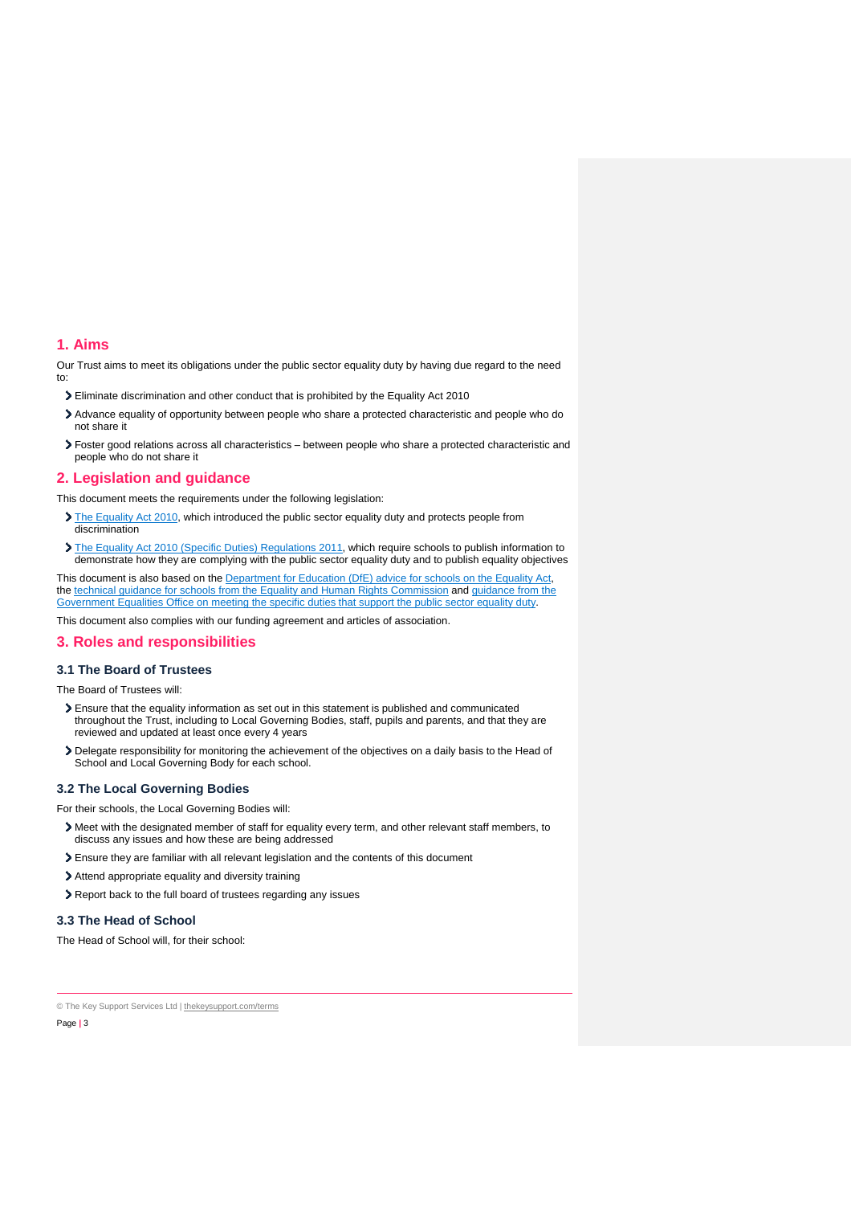## 1. Aims

Our Trust aims to meet its obligations under the public sector equality duty by having due regard to the need to:

- Eliminate discrimination and other conduct that is prohibited by the Equality Act 2010
- Advance equality of opportunity between people who share a protected characteristic and people who do not share it
- Foster good relations across all characteristics – between people who share a protected characteristic and people who do not share it

## 2. Legislation and guidance

This document meets the requirements under the following legislation:

- The Equality Act 2010, which introduced the public sector equality duty and protects people from discrimination
- The Equality Act 2010 (Specific Duties) Regulations 2011, which require schools to publish information to demonstrate how they are complying with the public sector equality duty and to publish equality objectives

This document is also based on the Department for Education (DfE) advice for schools on the Equality Act, the technical guidance for schools from the Equality and Human Rights Commission and guidance from the Government Equalities Office on meeting the specific duties that support the public sector equality duty.

This document also complies with our funding agreement and articles of association.

## 3. Roles and responsibilities

### 3.1 The Board of Trustees

The Board of Trustees will:

- Ensure that the equality information as set out in this statement is published and communicated throughout the Trust, including to Local Governing Bodies, staff, pupils and parents, and that they are reviewed and updated at least once every 4 years
- Delegate responsibility for monitoring the achievement of the objectives on a daily basis to the Head of School and Local Governing Body for each school.

### 3.2 The Local Governing Bodies

For their schools, the Local Governing Bodies will:

- Meet with the designated member of staff for equality every term, and other relevant staff members, to discuss any issues and how these are being addressed
- Ensure they are familiar with all relevant legislation and the contents of this document
- Attend appropriate equality and diversity training
- Report back to the full board of trustees regarding any issues

### 3.3 The Head of School

The Head of School will, for their school: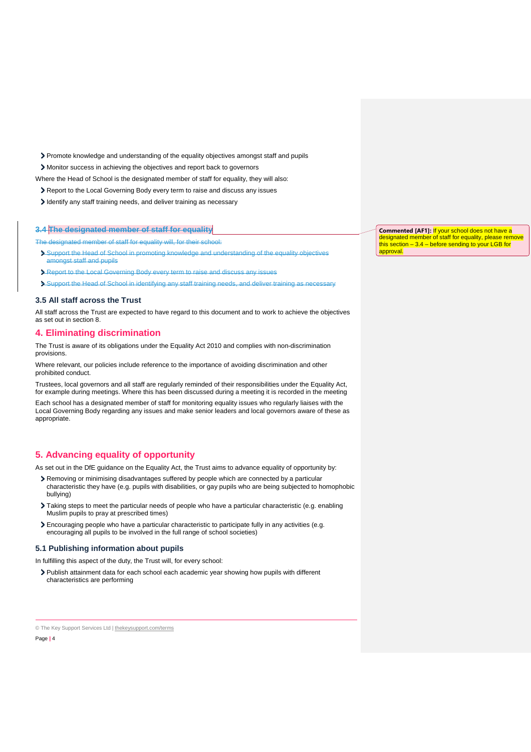- Promote knowledge and understanding of the equality objectives amongst staff and pupils
- Monitor success in achieving the objectives and report back to governors

Where the Head of School is the designated member of staff for equality, they will also:

- Report to the Local Governing Body every term to raise and discuss any issues
- Identify any staff training needs, and deliver training as necessary

### 3.4 The designated member of staff for equality

The designated member of staff for equality will, for their school:

- Support the Head of School in promoting knowledge and understanding of the equality objectives amongst staff and pupils
- Report to the Local Governing Body every term to raise and discuss any issues
- Support the Head of School in identifying any staff training needs, and deliver training as necessary

**Commented [AF1]:** If your school does not have a designated member of staff for equality, please remove this section – 3.4 – before sending to your LGB for approval.

### 3.5 All staff across the Trust

All staff across the Trust are expected to have regard to this document and to work to achieve the objectives as set out in section 8.

## 4. Eliminating discrimination

The Trust is aware of its obligations under the Equality Act 2010 and complies with non-discrimination provisions.

Where relevant, our policies include reference to the importance of avoiding discrimination and other prohibited conduct.

Trustees, local governors and all staff are regularly reminded of their responsibilities under the Equality Act, for example during meetings. Where this has been discussed during a meeting it is recorded in the meeting

Each school has a designated member of staff for monitoring equality issues who regularly liaises with the Local Governing Body regarding any issues and make senior leaders and local governors aware of these as appropriate.

## 5. Advancing equality of opportunity

As set out in the DfE guidance on the Equality Act, the Trust aims to advance equality of opportunity by:

- Removing or minimising disadvantages suffered by people which are connected by a particular characteristic they have (e.g. pupils with disabilities, or gay pupils who are being subjected to homophobic bullying)
- Taking steps to meet the particular needs of people who have a particular characteristic (e.g. enabling Muslim pupils to pray at prescribed times)
- Encouraging people who have a particular characteristic to participate fully in any activities (e.g. encouraging all pupils to be involved in the full range of school societies)

### 5.1 Publishing information about pupils

In fulfilling this aspect of the duty, the Trust will, for every school:

- Publish attainment data for each school each academic year showing how pupils with different characteristics are performing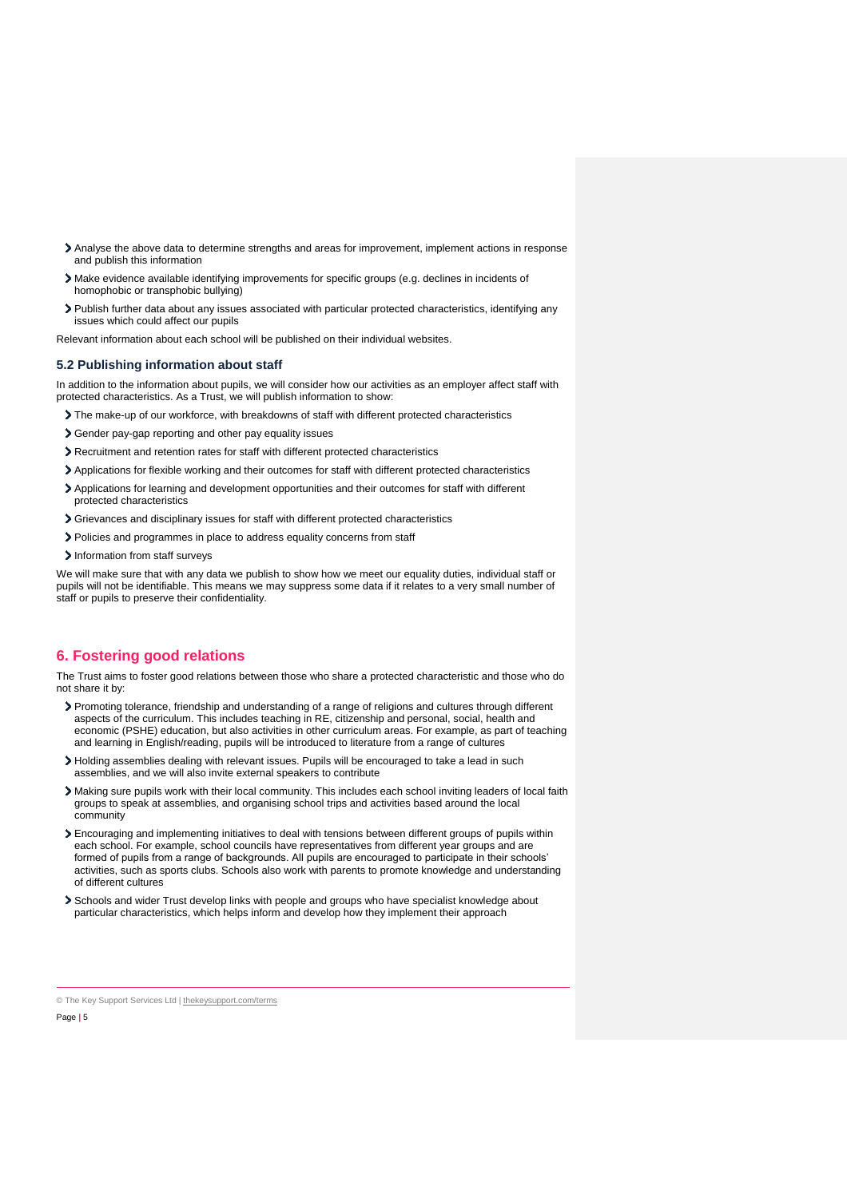- Analyse the above data to determine strengths and areas for improvement, implement actions in response and publish this information
- Make evidence available identifying improvements for specific groups (e.g. declines in incidents of homophobic or transphobic bullying)
- Publish further data about any issues associated with particular protected characteristics, identifying any issues which could affect our pupils

Relevant information about each school will be published on their individual websites.

### 5.2 Publishing information about staff

In addition to the information about pupils, we will consider how our activities as an employer affect staff with protected characteristics. As a Trust, we will publish information to show:

- The make-up of our workforce, with breakdowns of staff with different protected characteristics
- Gender pay-gap reporting and other pay equality issues
- Recruitment and retention rates for staff with different protected characteristics
- Applications for flexible working and their outcomes for staff with different protected characteristics
- Applications for learning and development opportunities and their outcomes for staff with different protected characteristics
- Grievances and disciplinary issues for staff with different protected characteristics
- Policies and programmes in place to address equality concerns from staff
- Information from staff surveys

We will make sure that with any data we publish to show how we meet our equality duties, individual staff or pupils will not be identifiable. This means we may suppress some data if it relates to a very small number of staff or pupils to preserve their confidentiality.

## 6. Fostering good relations

The Trust aims to foster good relations between those who share a protected characteristic and those who do not share it by:

- Promoting tolerance, friendship and understanding of a range of religions and cultures through different aspects of the curriculum. This includes teaching in RE, citizenship and personal, social, health and economic (PSHE) education, but also activities in other curriculum areas. For example, as part of teaching and learning in English/reading, pupils will be introduced to literature from a range of cultures
- Holding assemblies dealing with relevant issues. Pupils will be encouraged to take a lead in such assemblies, and we will also invite external speakers to contribute
- Making sure pupils work with their local community. This includes each school inviting leaders of local faith groups to speak at assemblies, and organising school trips and activities based around the local community
- Encouraging and implementing initiatives to deal with tensions between different groups of pupils within each school. For example, school councils have representatives from different year groups and are formed of pupils from a range of backgrounds. All pupils are encouraged to participate in their schools' activities, such as sports clubs. Schools also work with parents to promote knowledge and understanding of different cultures
- Schools and wider Trust develop links with people and groups who have specialist knowledge about particular characteristics, which helps inform and develop how they implement their approach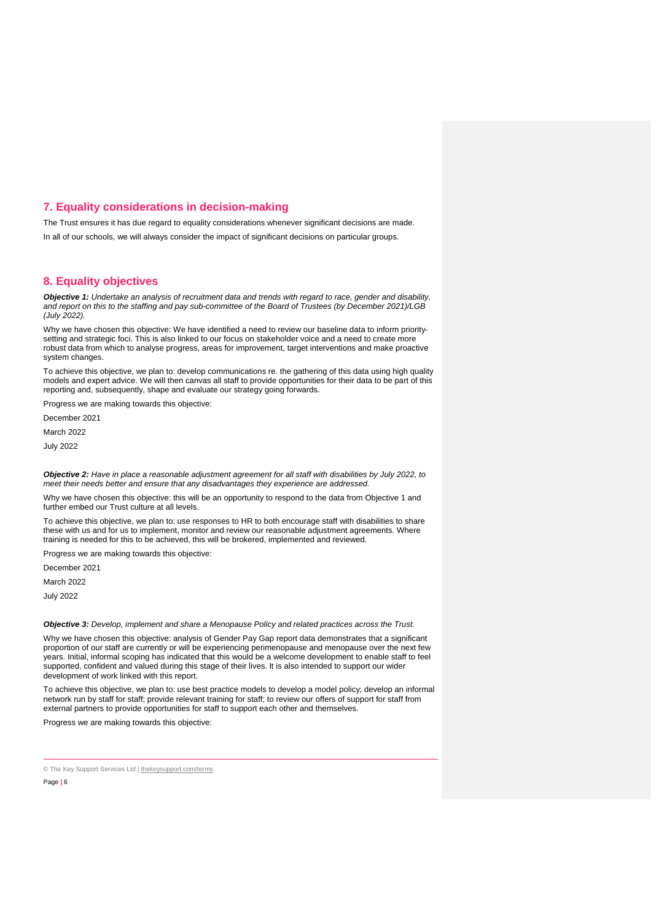## 7. Equality considerations in decision-making

The Trust ensures it has due regard to equality considerations whenever significant decisions are made.

In all of our schools, we will always consider the impact of significant decisions on particular groups.

## 8. Equality objectives

***Objective 1:*** *Undertake an analysis of recruitment data and trends with regard to race, gender and disability, and report on this to the staffing and pay sub-committee of the Board of Trustees (by December 2021)/LGB (July 2022).*

Why we have chosen this objective: We have identified a need to review our baseline data to inform priority-setting and strategic foci. This is also linked to our focus on stakeholder voice and a need to create more robust data from which to analyse progress, areas for improvement, target interventions and make proactive system changes.

To achieve this objective, we plan to: develop communications re. the gathering of this data using high quality models and expert advice. We will then canvas all staff to provide opportunities for their data to be part of this reporting and, subsequently, shape and evaluate our strategy going forwards.

Progress we are making towards this objective:

December 2021

March 2022

July 2022

***Objective 2:*** *Have in place a reasonable adjustment agreement for all staff with disabilities by July 2022, to meet their needs better and ensure that any disadvantages they experience are addressed.*

Why we have chosen this objective: this will be an opportunity to respond to the data from Objective 1 and further embed our Trust culture at all levels.

To achieve this objective, we plan to: use responses to HR to both encourage staff with disabilities to share these with us and for us to implement, monitor and review our reasonable adjustment agreements. Where training is needed for this to be achieved, this will be brokered, implemented and reviewed.

Progress we are making towards this objective:

December 2021

March 2022

July 2022

***Objective 3:*** *Develop, implement and share a Menopause Policy and related practices across the Trust.*

Why we have chosen this objective: analysis of Gender Pay Gap report data demonstrates that a significant proportion of our staff are currently or will be experiencing perimenopause and menopause over the next few years. Initial, informal scoping has indicated that this would be a welcome development to enable staff to feel supported, confident and valued during this stage of their lives. It is also intended to support our wider development of work linked with this report.

To achieve this objective, we plan to: use best practice models to develop a model policy; develop an informal network run by staff for staff; provide relevant training for staff; to review our offers of support for staff from external partners to provide opportunities for staff to support each other and themselves.

Progress we are making towards this objective: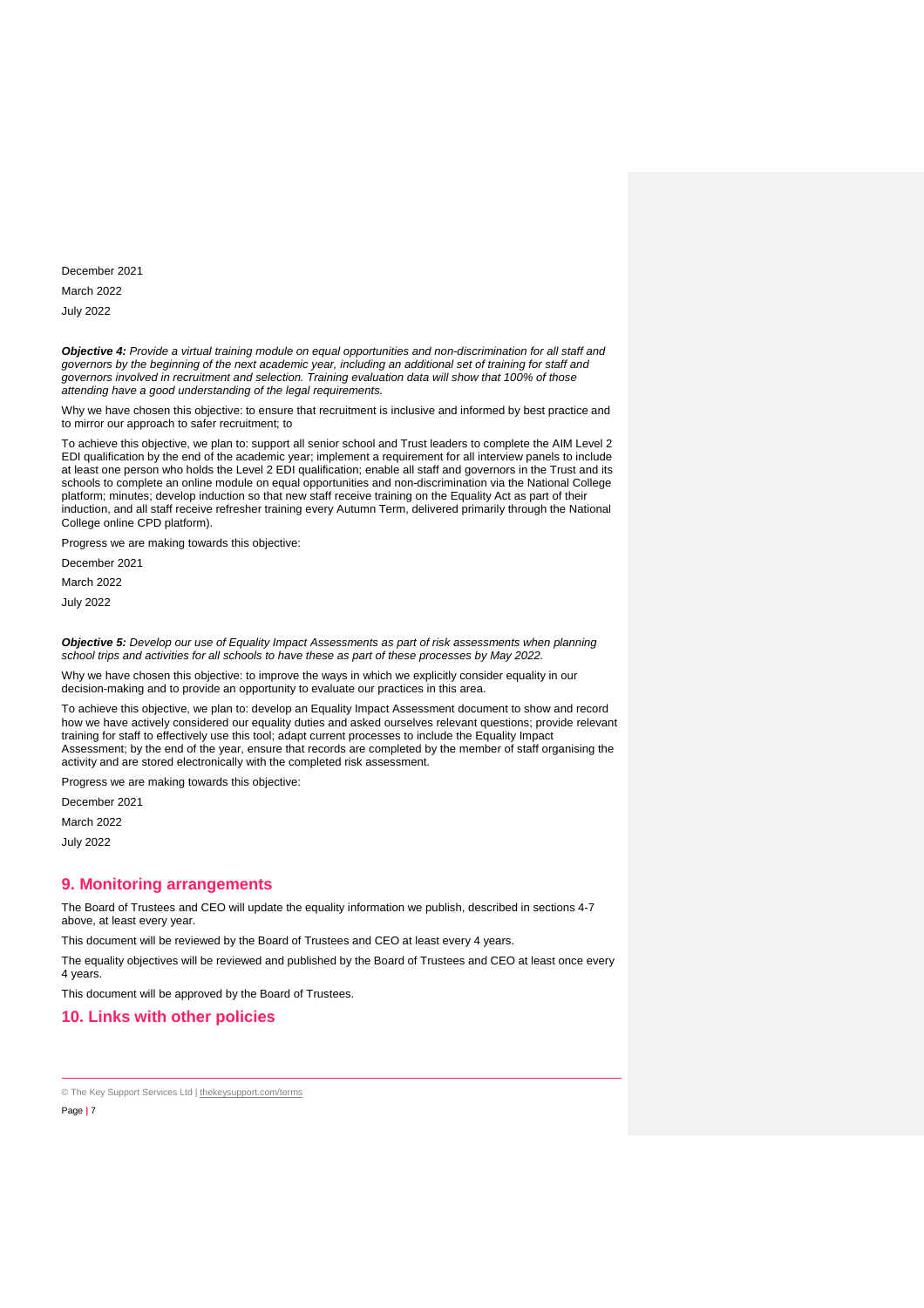December 2021

March 2022

July 2022

***Objective 4:*** *Provide a virtual training module on equal opportunities and non-discrimination for all staff and governors by the beginning of the next academic year, including an additional set of training for staff and governors involved in recruitment and selection. Training evaluation data will show that 100% of those attending have a good understanding of the legal requirements.*

Why we have chosen this objective: to ensure that recruitment is inclusive and informed by best practice and to mirror our approach to safer recruitment; to

To achieve this objective, we plan to: support all senior school and Trust leaders to complete the AIM Level 2 EDI qualification by the end of the academic year; implement a requirement for all interview panels to include at least one person who holds the Level 2 EDI qualification; enable all staff and governors in the Trust and its schools to complete an online module on equal opportunities and non-discrimination via the National College platform; minutes; develop induction so that new staff receive training on the Equality Act as part of their induction, and all staff receive refresher training every Autumn Term, delivered primarily through the National College online CPD platform).

Progress we are making towards this objective:

December 2021

March 2022

July 2022

***Objective 5:*** *Develop our use of Equality Impact Assessments as part of risk assessments when planning school trips and activities for all schools to have these as part of these processes by May 2022.*

Why we have chosen this objective: to improve the ways in which we explicitly consider equality in our decision-making and to provide an opportunity to evaluate our practices in this area.

To achieve this objective, we plan to: develop an Equality Impact Assessment document to show and record how we have actively considered our equality duties and asked ourselves relevant questions; provide relevant training for staff to effectively use this tool; adapt current processes to include the Equality Impact Assessment; by the end of the year, ensure that records are completed by the member of staff organising the activity and are stored electronically with the completed risk assessment.

Progress we are making towards this objective:

December 2021

March 2022

July 2022

## 9. Monitoring arrangements

The Board of Trustees and CEO will update the equality information we publish, described in sections 4-7 above, at least every year.

This document will be reviewed by the Board of Trustees and CEO at least every 4 years.

The equality objectives will be reviewed and published by the Board of Trustees and CEO at least once every 4 years.

This document will be approved by the Board of Trustees.

## 10. Links with other policies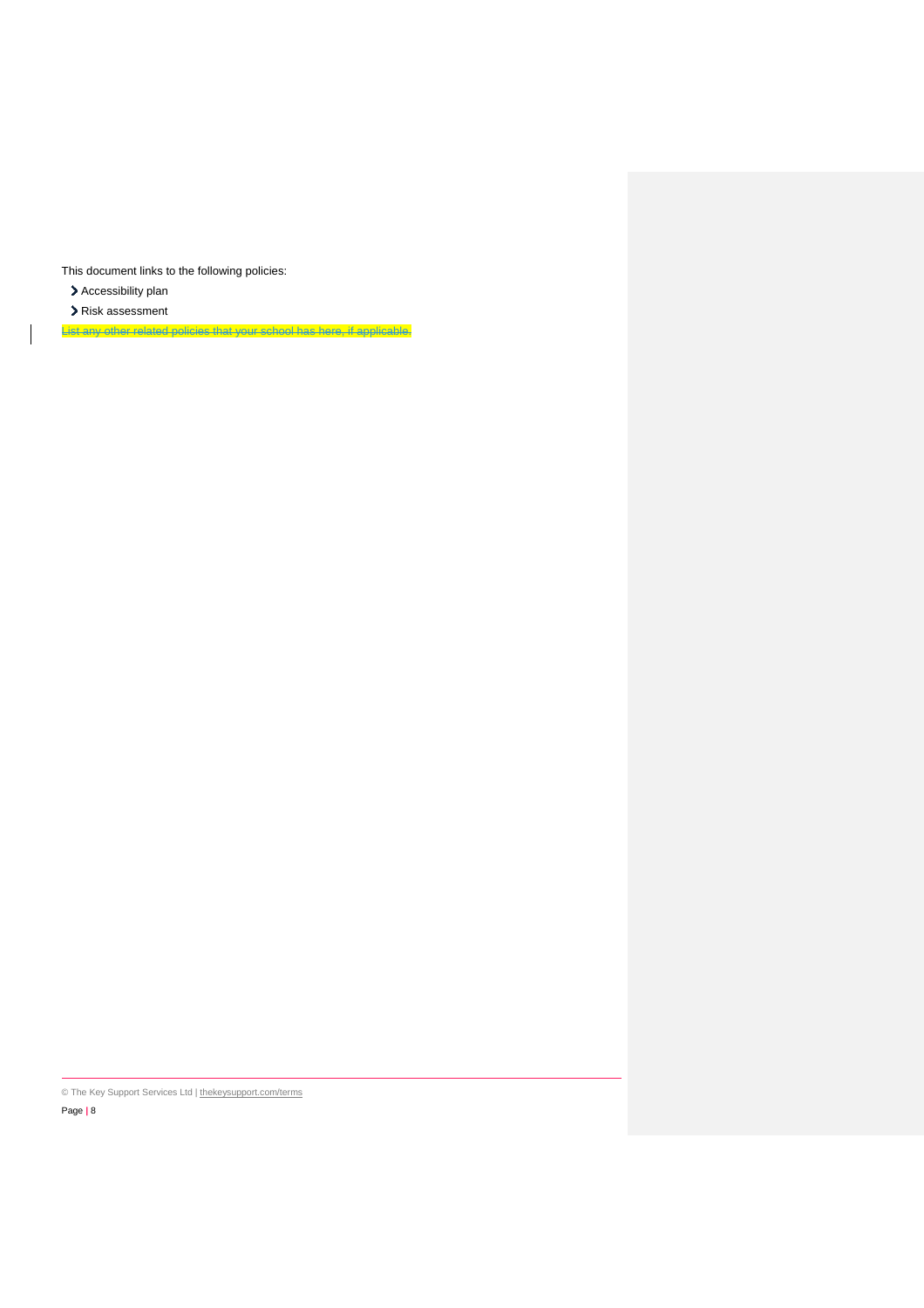This document links to the following policies:

- Accessibility plan
- Risk assessment

~~List any other related policies that your school has here, if applicable.~~